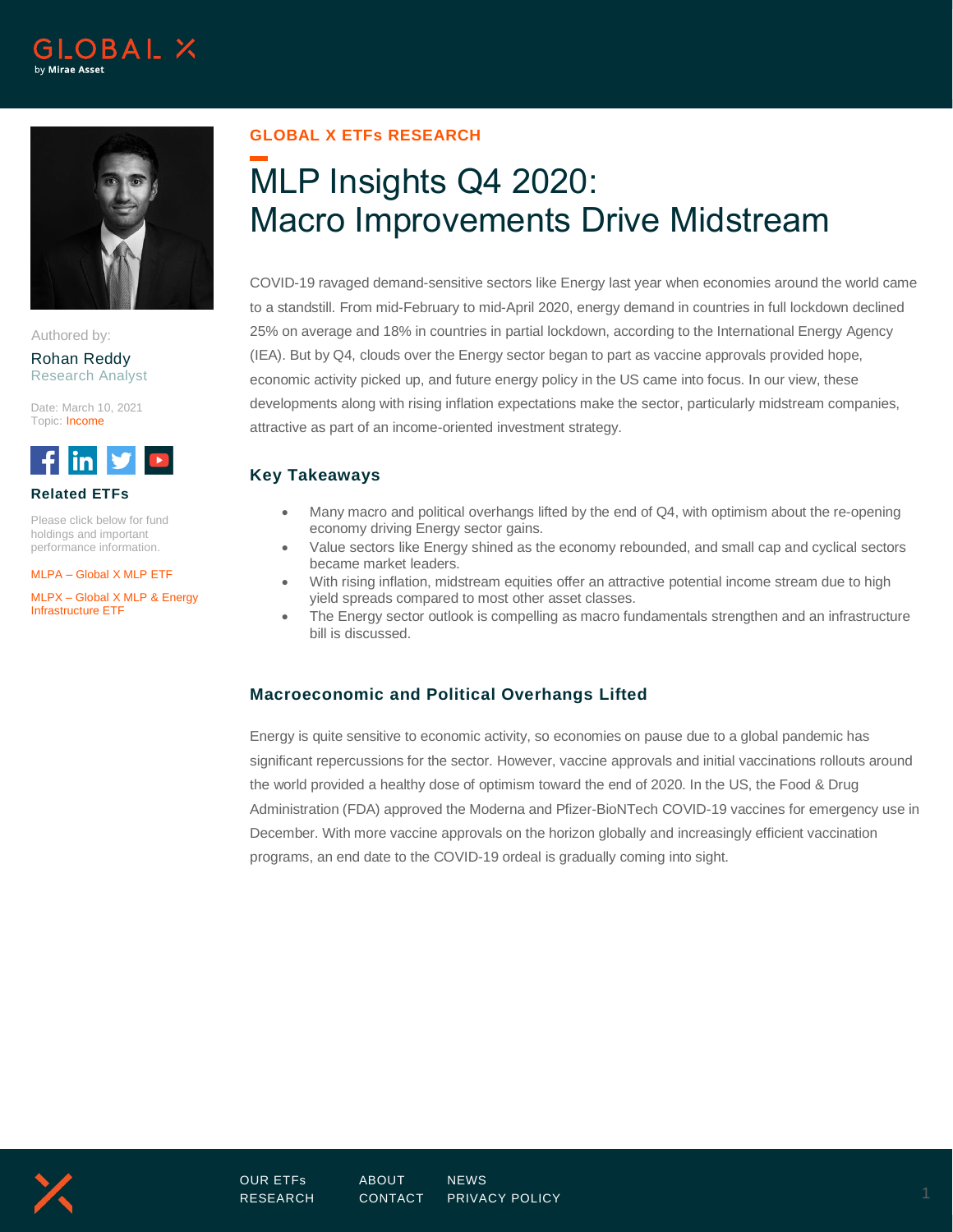GLOBAL X ETFs RESEARCH

# MLP Insights Q4 2020: Macro Improvements Drive Midstream

Authored by:

Rohan Reddy
Research Analyst

Date: March 10, 2021
Topic: Income

**Related ETFs**

Please click below for fund holdings and important performance information.

MLPA – Global X MLP ETF

MLPX – Global X MLP & Energy Infrastructure ETF

COVID-19 ravaged demand-sensitive sectors like Energy last year when economies around the world came to a standstill. From mid-February to mid-April 2020, energy demand in countries in full lockdown declined 25% on average and 18% in countries in partial lockdown, according to the International Energy Agency (IEA). But by Q4, clouds over the Energy sector began to part as vaccine approvals provided hope, economic activity picked up, and future energy policy in the US came into focus. In our view, these developments along with rising inflation expectations make the sector, particularly midstream companies, attractive as part of an income-oriented investment strategy.

## Key Takeaways

- Many macro and political overhangs lifted by the end of Q4, with optimism about the re-opening economy driving Energy sector gains.
- Value sectors like Energy shined as the economy rebounded, and small cap and cyclical sectors became market leaders.
- With rising inflation, midstream equities offer an attractive potential income stream due to high yield spreads compared to most other asset classes.
- The Energy sector outlook is compelling as macro fundamentals strengthen and an infrastructure bill is discussed.

## Macroeconomic and Political Overhangs Lifted

Energy is quite sensitive to economic activity, so economies on pause due to a global pandemic has significant repercussions for the sector. However, vaccine approvals and initial vaccinations rollouts around the world provided a healthy dose of optimism toward the end of 2020. In the US, the Food & Drug Administration (FDA) approved the Moderna and Pfizer-BioNTech COVID-19 vaccines for emergency use in December. With more vaccine approvals on the horizon globally and increasingly efficient vaccination programs, an end date to the COVID-19 ordeal is gradually coming into sight.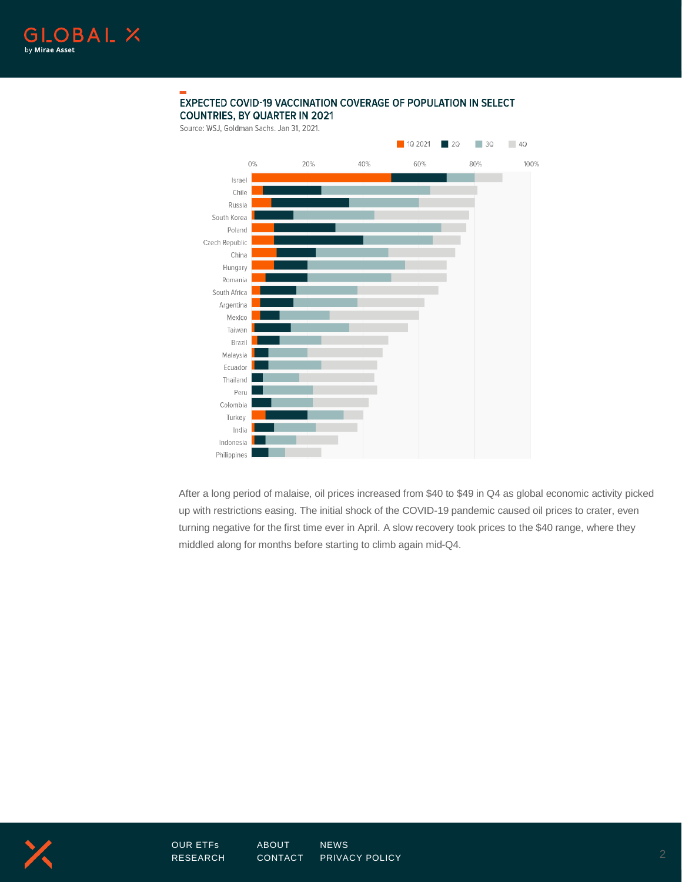## EXPECTED COVID-19 VACCINATION COVERAGE OF POPULATION IN SELECT COUNTRIES, BY QUARTER IN 2021

Source: WSJ, Goldman Sachs. Jan 31, 2021.

1Q 2021 | 2Q | 3Q | 4Q

0% | 20% | 40% | 60% | 80% | 100%

Israel, Chile, Russia, South Korea, Poland, Czech Republic, China, Hungary, Romania, South Africa, Argentina, Mexico, Taiwan, Brazil, Malaysia, Ecuador, Thailand, Peru, Colombia, Turkey, India, Indonesia, Philippines

After a long period of malaise, oil prices increased from $40 to $49 in Q4 as global economic activity picked up with restrictions easing. The initial shock of the COVID-19 pandemic caused oil prices to crater, even turning negative for the first time ever in April. A slow recovery took prices to the $40 range, where they middled along for months before starting to climb again mid-Q4.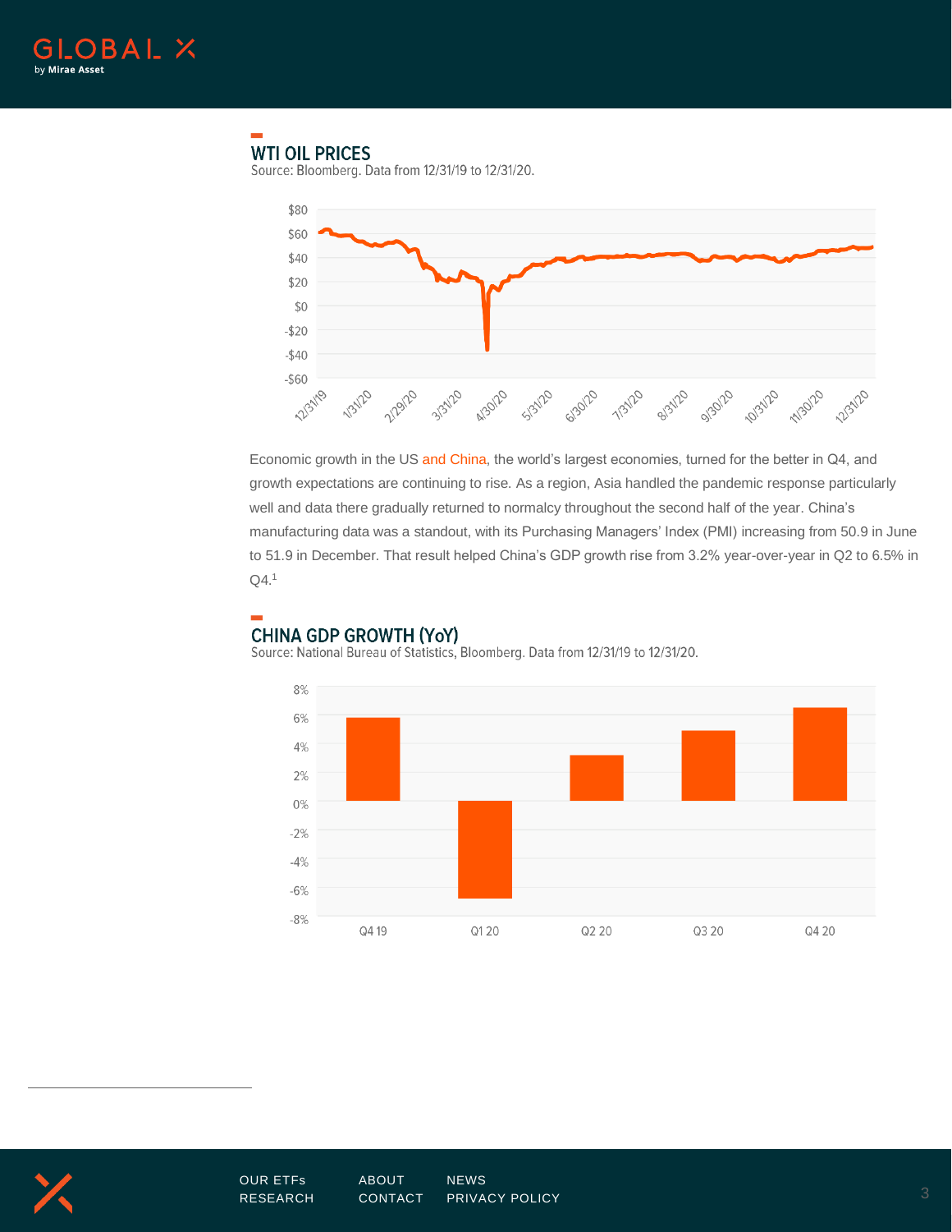## WTI OIL PRICES

Source: Bloomberg. Data from 12/31/19 to 12/31/20.

Economic growth in the US and China, the world's largest economies, turned for the better in Q4, and growth expectations are continuing to rise. As a region, Asia handled the pandemic response particularly well and data there gradually returned to normalcy throughout the second half of the year. China's manufacturing data was a standout, with its Purchasing Managers' Index (PMI) increasing from 50.9 in June to 51.9 in December. That result helped China's GDP growth rise from 3.2% year-over-year in Q2 to 6.5% in Q4.[1]

## CHINA GDP GROWTH (YoY)

Source: National Bureau of Statistics, Bloomberg. Data from 12/31/19 to 12/31/20.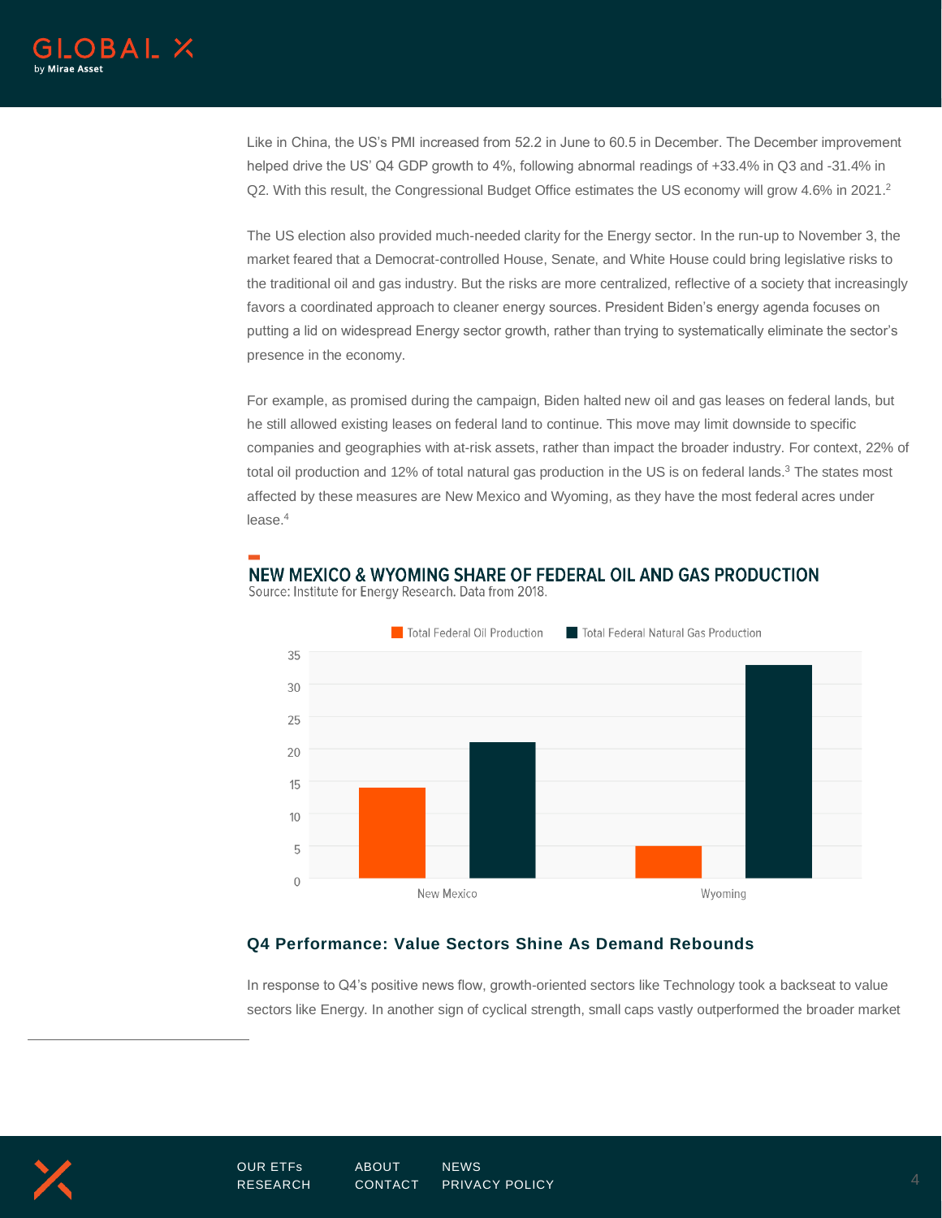Like in China, the US's PMI increased from 52.2 in June to 60.5 in December. The December improvement helped drive the US' Q4 GDP growth to 4%, following abnormal readings of +33.4% in Q3 and -31.4% in Q2. With this result, the Congressional Budget Office estimates the US economy will grow 4.6% in 2021.[2]

The US election also provided much-needed clarity for the Energy sector. In the run-up to November 3, the market feared that a Democrat-controlled House, Senate, and White House could bring legislative risks to the traditional oil and gas industry. But the risks are more centralized, reflective of a society that increasingly favors a coordinated approach to cleaner energy sources. President Biden's energy agenda focuses on putting a lid on widespread Energy sector growth, rather than trying to systematically eliminate the sector's presence in the economy.

For example, as promised during the campaign, Biden halted new oil and gas leases on federal lands, but he still allowed existing leases on federal land to continue. This move may limit downside to specific companies and geographies with at-risk assets, rather than impact the broader industry. For context, 22% of total oil production and 12% of total natural gas production in the US is on federal lands.[3] The states most affected by these measures are New Mexico and Wyoming, as they have the most federal acres under lease.[4]

**NEW MEXICO & WYOMING SHARE OF FEDERAL OIL AND GAS PRODUCTION**

Source: Institute for Energy Research. Data from 2018.

| | Total Federal Oil Production | Total Federal Natural Gas Production |
| --- | --- | --- |
| New Mexico | ~14 | ~21 |
| Wyoming | ~5 | ~33 |

## Q4 Performance: Value Sectors Shine As Demand Rebounds

In response to Q4's positive news flow, growth-oriented sectors like Technology took a backseat to value sectors like Energy. In another sign of cyclical strength, small caps vastly outperformed the broader market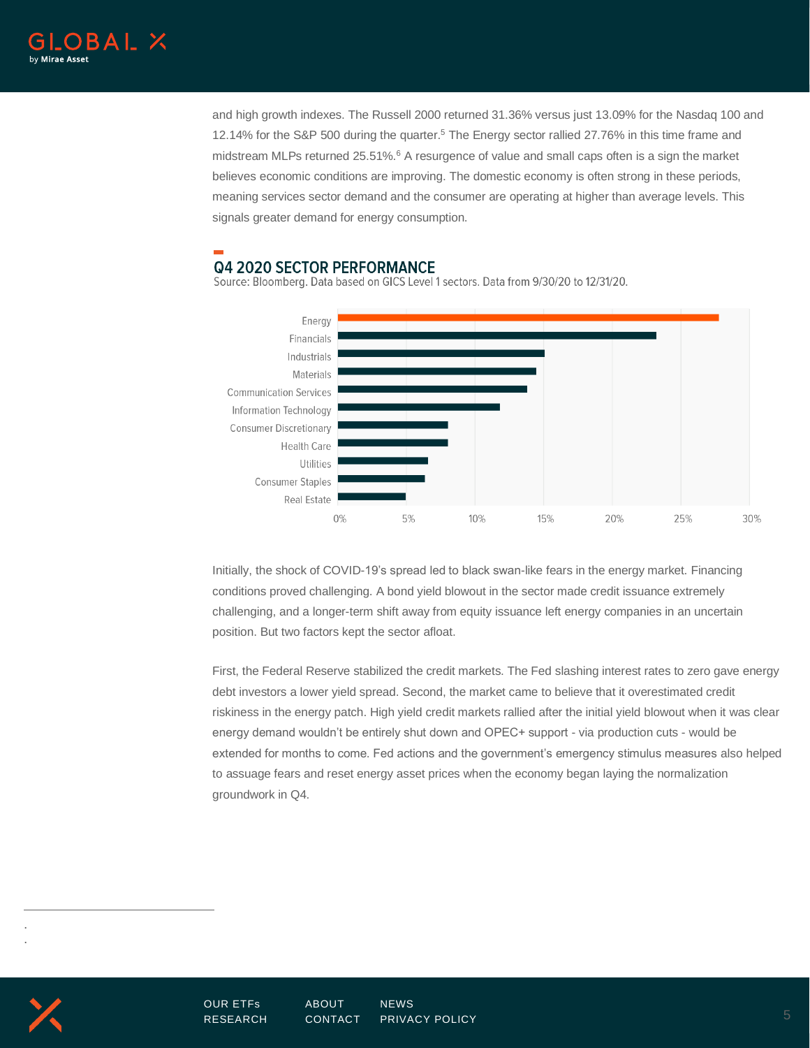and high growth indexes. The Russell 2000 returned 31.36% versus just 13.09% for the Nasdaq 100 and 12.14% for the S&P 500 during the quarter.[5] The Energy sector rallied 27.76% in this time frame and midstream MLPs returned 25.51%.[6] A resurgence of value and small caps often is a sign the market believes economic conditions are improving. The domestic economy is often strong in these periods, meaning services sector demand and the consumer are operating at higher than average levels. This signals greater demand for energy consumption.

## Q4 2020 SECTOR PERFORMANCE

Source: Bloomberg. Data based on GICS Level 1 sectors. Data from 9/30/20 to 12/31/20.

Initially, the shock of COVID-19's spread led to black swan-like fears in the energy market. Financing conditions proved challenging. A bond yield blowout in the sector made credit issuance extremely challenging, and a longer-term shift away from equity issuance left energy companies in an uncertain position. But two factors kept the sector afloat.

First, the Federal Reserve stabilized the credit markets. The Fed slashing interest rates to zero gave energy debt investors a lower yield spread. Second, the market came to believe that it overestimated credit riskiness in the energy patch. High yield credit markets rallied after the initial yield blowout when it was clear energy demand wouldn't be entirely shut down and OPEC+ support - via production cuts - would be extended for months to come. Fed actions and the government's emergency stimulus measures also helped to assuage fears and reset energy asset prices when the economy began laying the normalization groundwork in Q4.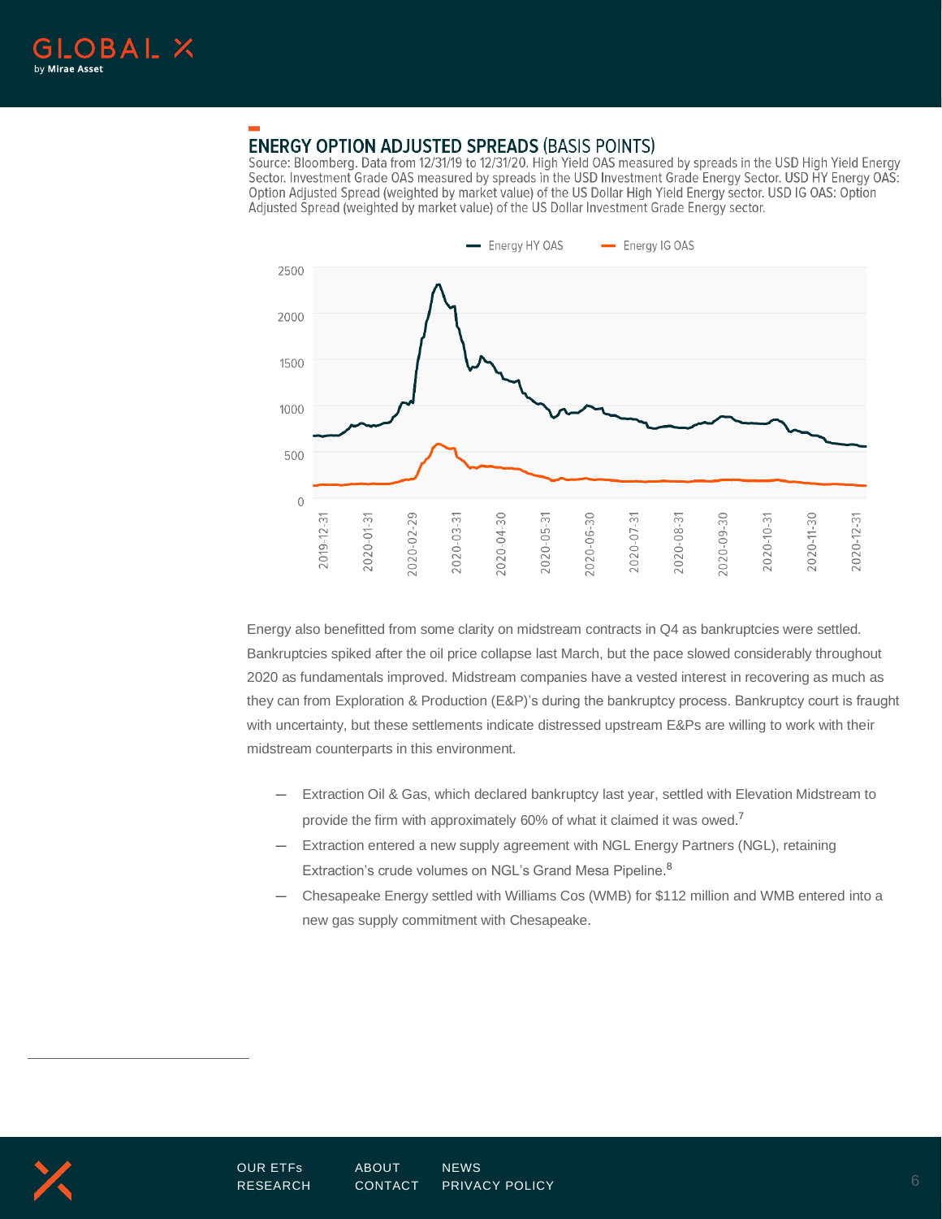## ENERGY OPTION ADJUSTED SPREADS (BASIS POINTS)

Source: Bloomberg. Data from 12/31/19 to 12/31/20. High Yield OAS measured by spreads in the USD High Yield Energy Sector. Investment Grade OAS measured by spreads in the USD Investment Grade Energy Sector. USD HY Energy OAS: Option Adjusted Spread (weighted by market value) of the US Dollar High Yield Energy sector. USD IG OAS: Option Adjusted Spread (weighted by market value) of the US Dollar Investment Grade Energy sector.

Energy also benefitted from some clarity on midstream contracts in Q4 as bankruptcies were settled. Bankruptcies spiked after the oil price collapse last March, but the pace slowed considerably throughout 2020 as fundamentals improved. Midstream companies have a vested interest in recovering as much as they can from Exploration & Production (E&P)'s during the bankruptcy process. Bankruptcy court is fraught with uncertainty, but these settlements indicate distressed upstream E&Ps are willing to work with their midstream counterparts in this environment.

- Extraction Oil & Gas, which declared bankruptcy last year, settled with Elevation Midstream to provide the firm with approximately 60% of what it claimed it was owed.[7]
- Extraction entered a new supply agreement with NGL Energy Partners (NGL), retaining Extraction's crude volumes on NGL's Grand Mesa Pipeline.[8]
- Chesapeake Energy settled with Williams Cos (WMB) for $112 million and WMB entered into a new gas supply commitment with Chesapeake.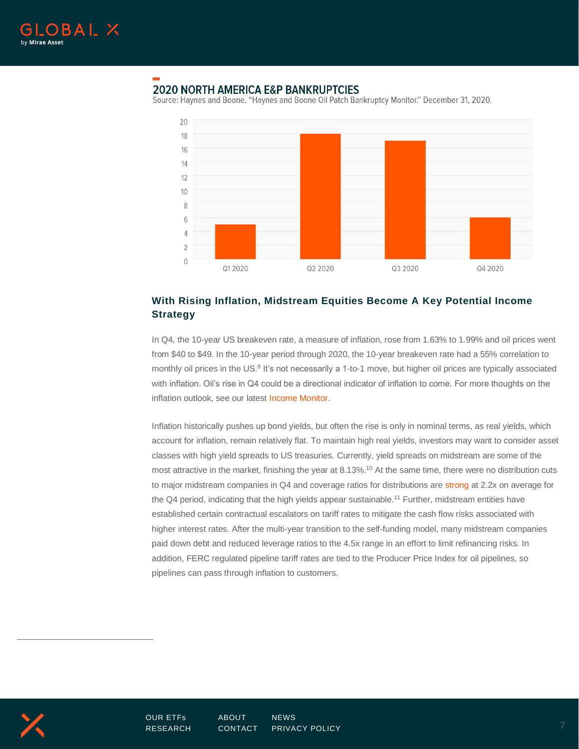## 2020 NORTH AMERICA E&P BANKRUPTCIES

Source: Haynes and Boone. "Haynes and Boone Oil Patch Bankruptcy Monitor." December 31, 2020.

| Quarter | Bankruptcies |
| --- | --- |
| Q1 2020 | 5 |
| Q2 2020 | 18 |
| Q3 2020 | 17 |
| Q4 2020 | 6 |

### With Rising Inflation, Midstream Equities Become A Key Potential Income Strategy

In Q4, the 10-year US breakeven rate, a measure of inflation, rose from 1.63% to 1.99% and oil prices went from $40 to $49. In the 10-year period through 2020, the 10-year breakeven rate had a 55% correlation to monthly oil prices in the US.[9] It's not necessarily a 1-to-1 move, but higher oil prices are typically associated with inflation. Oil's rise in Q4 could be a directional indicator of inflation to come. For more thoughts on the inflation outlook, see our latest Income Monitor.

Inflation historically pushes up bond yields, but often the rise is only in nominal terms, as real yields, which account for inflation, remain relatively flat. To maintain high real yields, investors may want to consider asset classes with high yield spreads to US treasuries. Currently, yield spreads on midstream are some of the most attractive in the market, finishing the year at 8.13%.[10] At the same time, there were no distribution cuts to major midstream companies in Q4 and coverage ratios for distributions are strong at 2.2x on average for the Q4 period, indicating that the high yields appear sustainable.[11] Further, midstream entities have established certain contractual escalators on tariff rates to mitigate the cash flow risks associated with higher interest rates. After the multi-year transition to the self-funding model, many midstream companies paid down debt and reduced leverage ratios to the 4.5x range in an effort to limit refinancing risks. In addition, FERC regulated pipeline tariff rates are tied to the Producer Price Index for oil pipelines, so pipelines can pass through inflation to customers.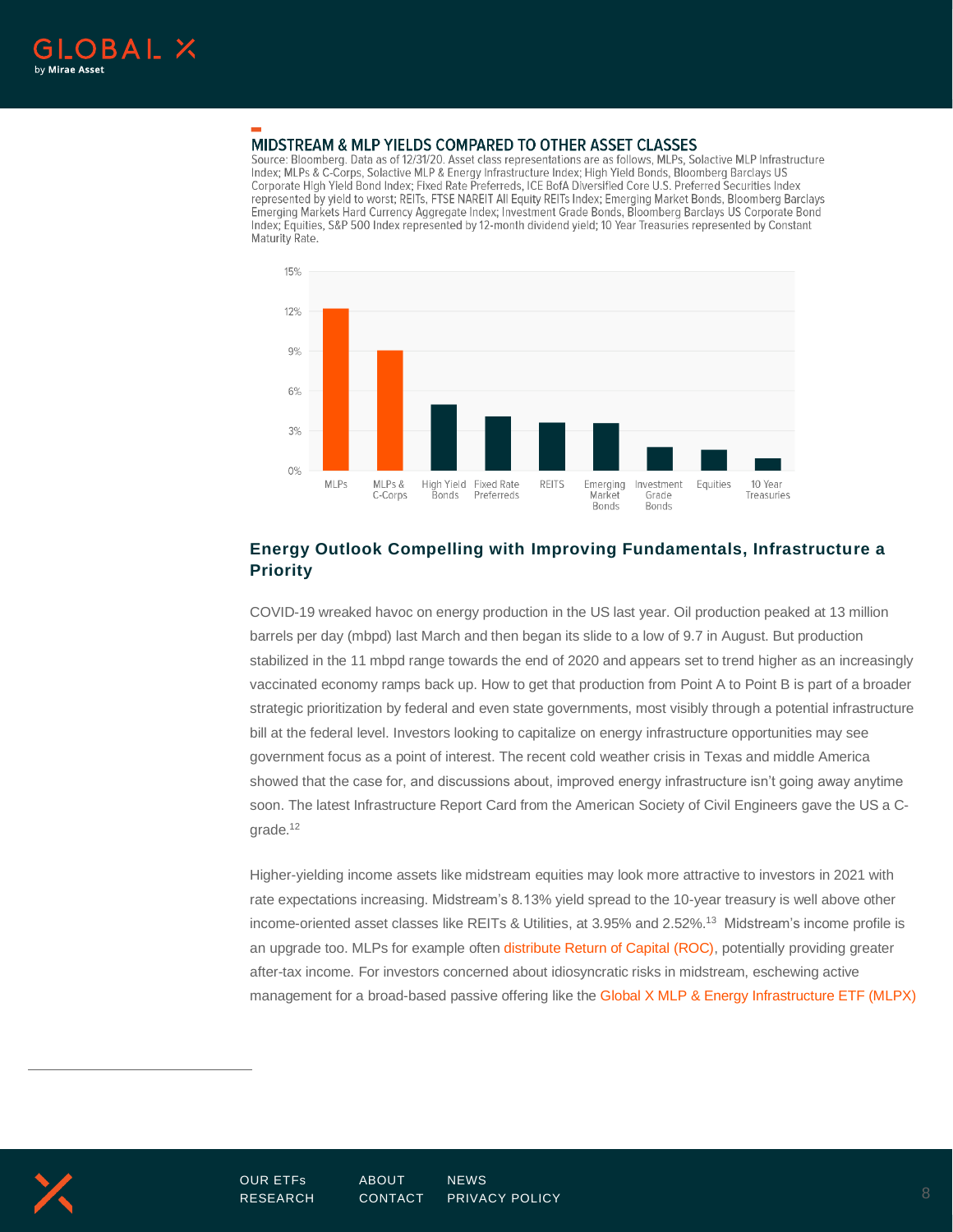## MIDSTREAM & MLP YIELDS COMPARED TO OTHER ASSET CLASSES

Source: Bloomberg. Data as of 12/31/20. Asset class representations are as follows, MLPs, Solactive MLP Infrastructure Index; MLPs & C-Corps, Solactive MLP & Energy Infrastructure Index; High Yield Bonds, Bloomberg Barclays US Corporate High Yield Bond Index; Fixed Rate Preferreds, ICE BofA Diversified Core U.S. Preferred Securities Index represented by yield to worst; REITs, FTSE NAREIT All Equity REITs Index; Emerging Market Bonds, Bloomberg Barclays Emerging Markets Hard Currency Aggregate Index; Investment Grade Bonds, Bloomberg Barclays US Corporate Bond Index; Equities, S&P 500 Index represented by 12-month dividend yield; 10 Year Treasuries represented by Constant Maturity Rate.

## Energy Outlook Compelling with Improving Fundamentals, Infrastructure a Priority

COVID-19 wreaked havoc on energy production in the US last year. Oil production peaked at 13 million barrels per day (mbpd) last March and then began its slide to a low of 9.7 in August. But production stabilized in the 11 mbpd range towards the end of 2020 and appears set to trend higher as an increasingly vaccinated economy ramps back up. How to get that production from Point A to Point B is part of a broader strategic prioritization by federal and even state governments, most visibly through a potential infrastructure bill at the federal level. Investors looking to capitalize on energy infrastructure opportunities may see government focus as a point of interest. The recent cold weather crisis in Texas and middle America showed that the case for, and discussions about, improved energy infrastructure isn't going away anytime soon. The latest Infrastructure Report Card from the American Society of Civil Engineers gave the US a C-grade.[12]

Higher-yielding income assets like midstream equities may look more attractive to investors in 2021 with rate expectations increasing. Midstream's 8.13% yield spread to the 10-year treasury is well above other income-oriented asset classes like REITs & Utilities, at 3.95% and 2.52%.[13] Midstream's income profile is an upgrade too. MLPs for example often distribute Return of Capital (ROC), potentially providing greater after-tax income. For investors concerned about idiosyncratic risks in midstream, eschewing active management for a broad-based passive offering like the Global X MLP & Energy Infrastructure ETF (MLPX)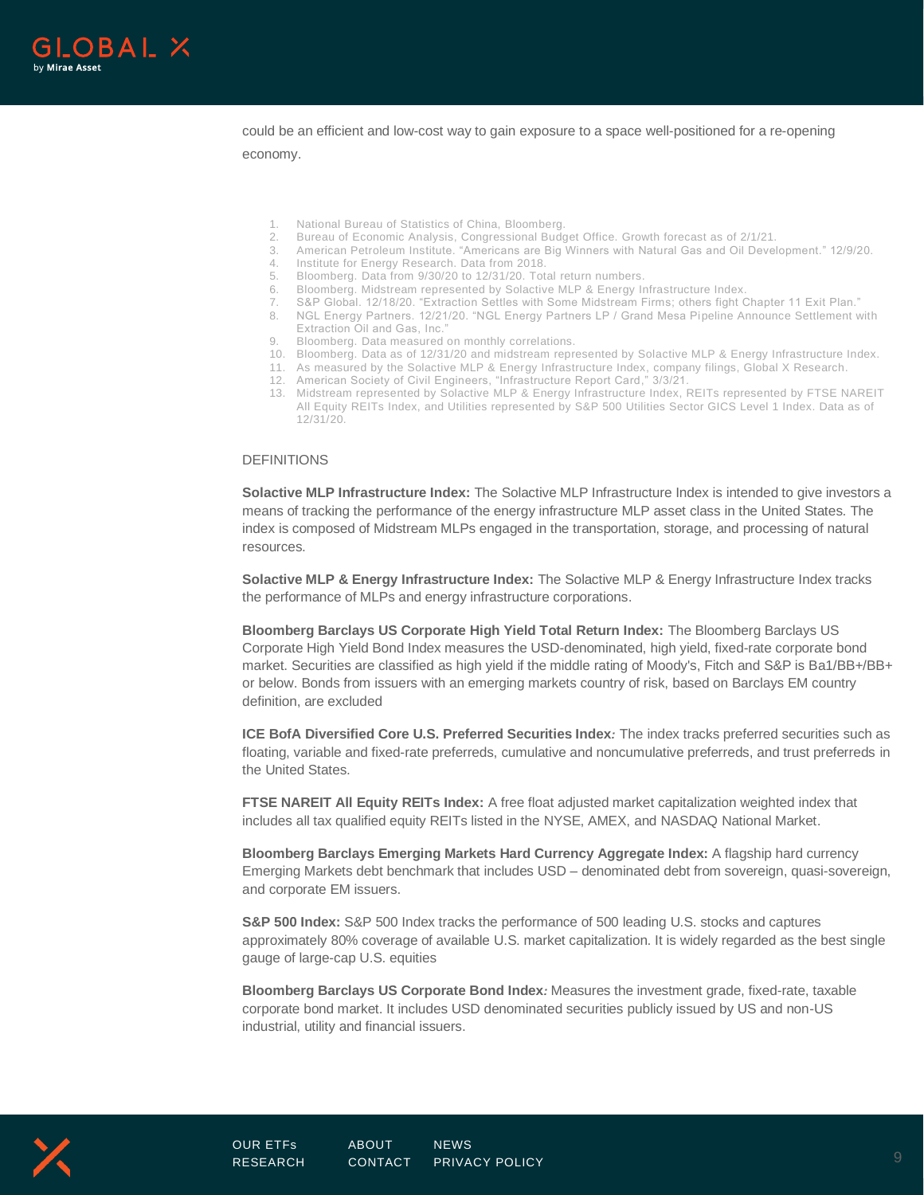could be an efficient and low-cost way to gain exposure to a space well-positioned for a re-opening economy.

1. National Bureau of Statistics of China, Bloomberg.
2. Bureau of Economic Analysis, Congressional Budget Office. Growth forecast as of 2/1/21.
3. American Petroleum Institute. "Americans are Big Winners with Natural Gas and Oil Development." 12/9/20.
4. Institute for Energy Research. Data from 2018.
5. Bloomberg. Data from 9/30/20 to 12/31/20. Total return numbers.
6. Bloomberg. Midstream represented by Solactive MLP & Energy Infrastructure Index.
7. S&P Global. 12/18/20. "Extraction Settles with Some Midstream Firms; others fight Chapter 11 Exit Plan."
8. NGL Energy Partners. 12/21/20. "NGL Energy Partners LP / Grand Mesa Pipeline Announce Settlement with Extraction Oil and Gas, Inc."
9. Bloomberg. Data measured on monthly correlations.
10. Bloomberg. Data as of 12/31/20 and midstream represented by Solactive MLP & Energy Infrastructure Index.
11. As measured by the Solactive MLP & Energy Infrastructure Index, company filings, Global X Research.
12. American Society of Civil Engineers, "Infrastructure Report Card," 3/3/21.
13. Midstream represented by Solactive MLP & Energy Infrastructure Index, REITs represented by FTSE NAREIT All Equity REITs Index, and Utilities represented by S&P 500 Utilities Sector GICS Level 1 Index. Data as of 12/31/20.

DEFINITIONS

**Solactive MLP Infrastructure Index:** The Solactive MLP Infrastructure Index is intended to give investors a means of tracking the performance of the energy infrastructure MLP asset class in the United States. The index is composed of Midstream MLPs engaged in the transportation, storage, and processing of natural resources.

**Solactive MLP & Energy Infrastructure Index:** The Solactive MLP & Energy Infrastructure Index tracks the performance of MLPs and energy infrastructure corporations.

**Bloomberg Barclays US Corporate High Yield Total Return Index:** The Bloomberg Barclays US Corporate High Yield Bond Index measures the USD-denominated, high yield, fixed-rate corporate bond market. Securities are classified as high yield if the middle rating of Moody's, Fitch and S&P is Ba1/BB+/BB+ or below. Bonds from issuers with an emerging markets country of risk, based on Barclays EM country definition, are excluded

**ICE BofA Diversified Core U.S. Preferred Securities Index***:* The index tracks preferred securities such as floating, variable and fixed-rate preferreds, cumulative and noncumulative preferreds, and trust preferreds in the United States.

**FTSE NAREIT All Equity REITs Index:** A free float adjusted market capitalization weighted index that includes all tax qualified equity REITs listed in the NYSE, AMEX, and NASDAQ National Market.

**Bloomberg Barclays Emerging Markets Hard Currency Aggregate Index:** A flagship hard currency Emerging Markets debt benchmark that includes USD – denominated debt from sovereign, quasi-sovereign, and corporate EM issuers.

**S&P 500 Index:** S&P 500 Index tracks the performance of 500 leading U.S. stocks and captures approximately 80% coverage of available U.S. market capitalization. It is widely regarded as the best single gauge of large-cap U.S. equities

**Bloomberg Barclays US Corporate Bond Index***:* Measures the investment grade, fixed-rate, taxable corporate bond market. It includes USD denominated securities publicly issued by US and non-US industrial, utility and financial issuers.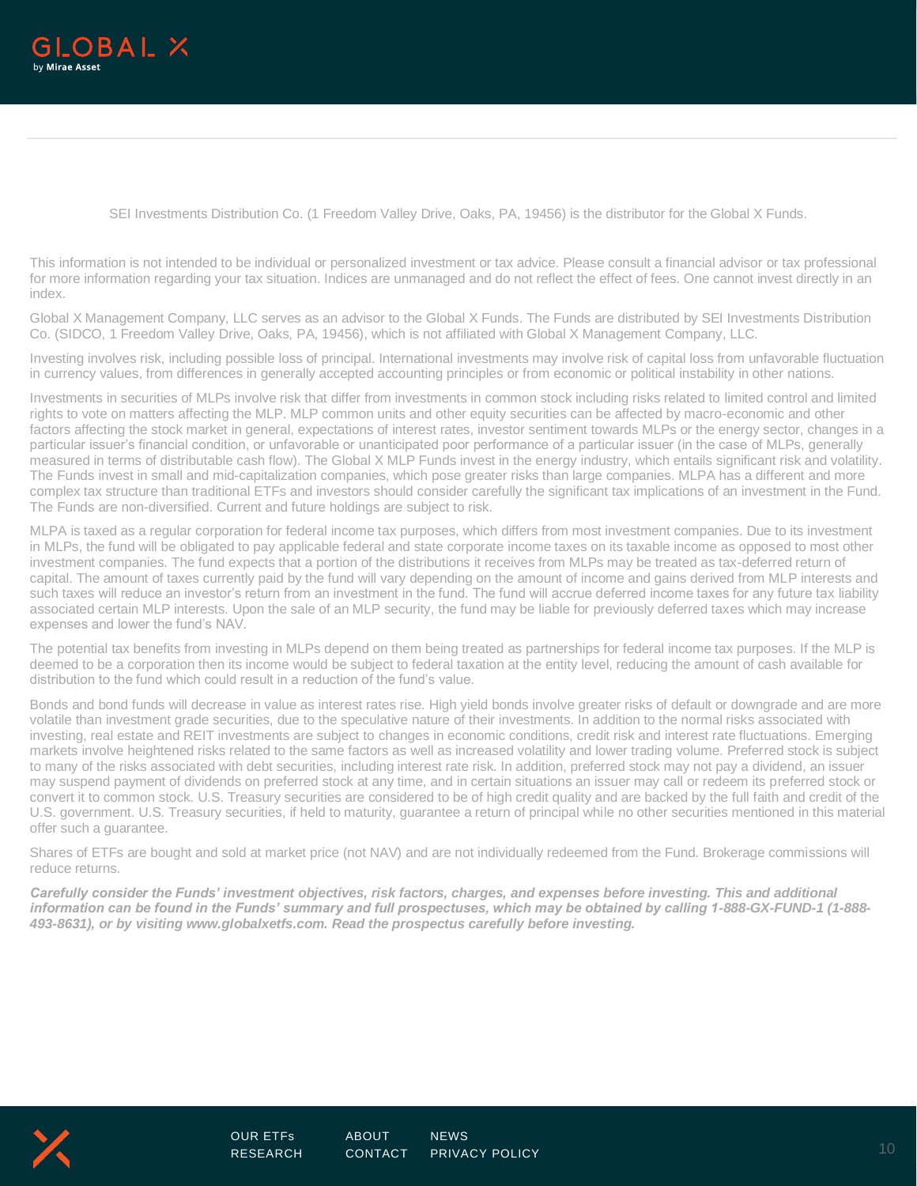SEI Investments Distribution Co. (1 Freedom Valley Drive, Oaks, PA, 19456) is the distributor for the Global X Funds.

This information is not intended to be individual or personalized investment or tax advice. Please consult a financial advisor or tax professional for more information regarding your tax situation. Indices are unmanaged and do not reflect the effect of fees. One cannot invest directly in an index.

Global X Management Company, LLC serves as an advisor to the Global X Funds. The Funds are distributed by SEI Investments Distribution Co. (SIDCO, 1 Freedom Valley Drive, Oaks, PA, 19456), which is not affiliated with Global X Management Company, LLC.

Investing involves risk, including possible loss of principal. International investments may involve risk of capital loss from unfavorable fluctuation in currency values, from differences in generally accepted accounting principles or from economic or political instability in other nations.

Investments in securities of MLPs involve risk that differ from investments in common stock including risks related to limited control and limited rights to vote on matters affecting the MLP. MLP common units and other equity securities can be affected by macro-economic and other factors affecting the stock market in general, expectations of interest rates, investor sentiment towards MLPs or the energy sector, changes in a particular issuer's financial condition, or unfavorable or unanticipated poor performance of a particular issuer (in the case of MLPs, generally measured in terms of distributable cash flow). The Global X MLP Funds invest in the energy industry, which entails significant risk and volatility. The Funds invest in small and mid-capitalization companies, which pose greater risks than large companies. MLPA has a different and more complex tax structure than traditional ETFs and investors should consider carefully the significant tax implications of an investment in the Fund. The Funds are non-diversified. Current and future holdings are subject to risk.

MLPA is taxed as a regular corporation for federal income tax purposes, which differs from most investment companies. Due to its investment in MLPs, the fund will be obligated to pay applicable federal and state corporate income taxes on its taxable income as opposed to most other investment companies. The fund expects that a portion of the distributions it receives from MLPs may be treated as tax-deferred return of capital. The amount of taxes currently paid by the fund will vary depending on the amount of income and gains derived from MLP interests and such taxes will reduce an investor's return from an investment in the fund. The fund will accrue deferred income taxes for any future tax liability associated certain MLP interests. Upon the sale of an MLP security, the fund may be liable for previously deferred taxes which may increase expenses and lower the fund's NAV.

The potential tax benefits from investing in MLPs depend on them being treated as partnerships for federal income tax purposes. If the MLP is deemed to be a corporation then its income would be subject to federal taxation at the entity level, reducing the amount of cash available for distribution to the fund which could result in a reduction of the fund's value.

Bonds and bond funds will decrease in value as interest rates rise. High yield bonds involve greater risks of default or downgrade and are more volatile than investment grade securities, due to the speculative nature of their investments. In addition to the normal risks associated with investing, real estate and REIT investments are subject to changes in economic conditions, credit risk and interest rate fluctuations. Emerging markets involve heightened risks related to the same factors as well as increased volatility and lower trading volume. Preferred stock is subject to many of the risks associated with debt securities, including interest rate risk. In addition, preferred stock may not pay a dividend, an issuer may suspend payment of dividends on preferred stock at any time, and in certain situations an issuer may call or redeem its preferred stock or convert it to common stock. U.S. Treasury securities are considered to be of high credit quality and are backed by the full faith and credit of the U.S. government. U.S. Treasury securities, if held to maturity, guarantee a return of principal while no other securities mentioned in this material offer such a guarantee.

Shares of ETFs are bought and sold at market price (not NAV) and are not individually redeemed from the Fund. Brokerage commissions will reduce returns.

***Carefully consider the Funds' investment objectives, risk factors, charges, and expenses before investing. This and additional information can be found in the Funds' summary and full prospectuses, which may be obtained by calling 1-888-GX-FUND-1 (1-888-493-8631), or by visiting www.globalxetfs.com. Read the prospectus carefully before investing.***